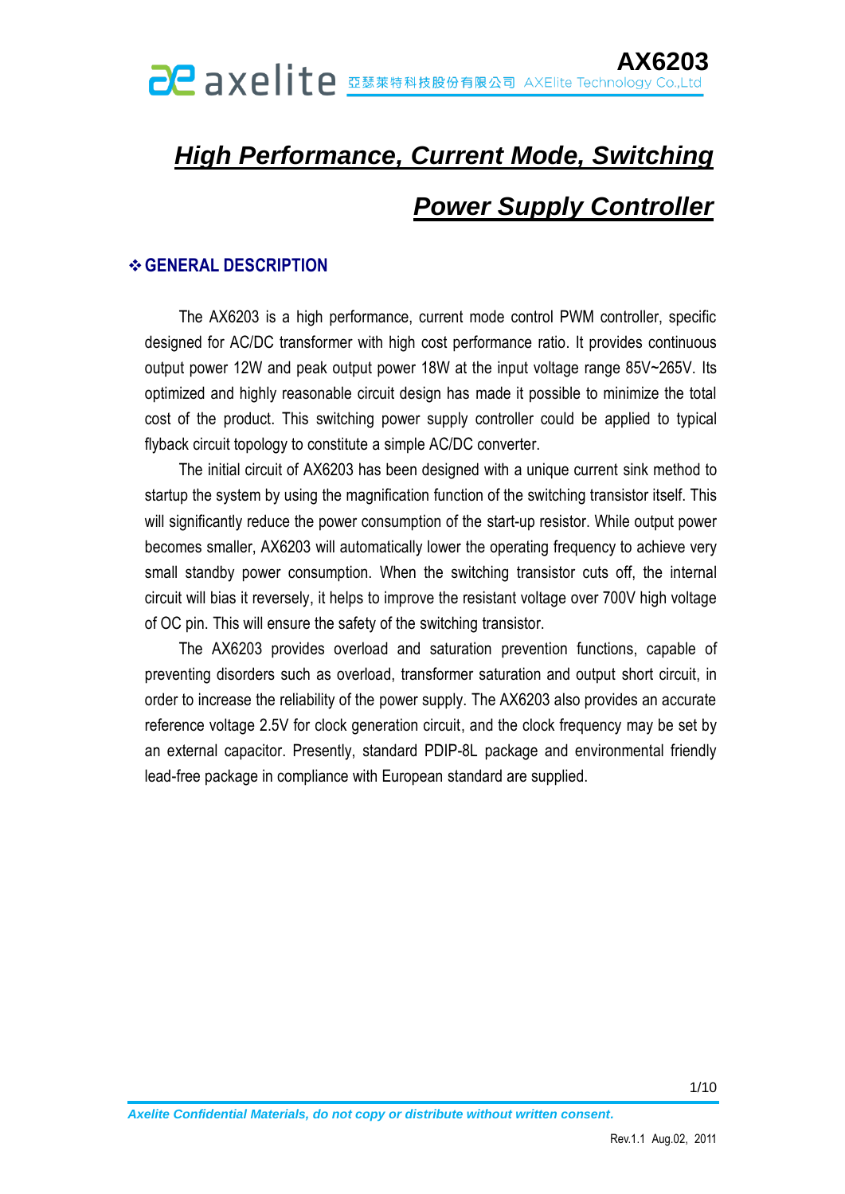# High Performance, Current Mode, Switching Power Supply Controller

## ❖ GENERAL DESCRIPTION

The AX6203 is a high performance, current mode control PWM controller, specific designed for AC/DC transformer with high cost performance ratio. It provides continuous output power 12W and peak output power 18W at the input voltage range 85V~265V. Its optimized and highly reasonable circuit design has made it possible to minimize the total cost of the product. This switching power supply controller could be applied to typical flyback circuit topology to constitute a simple AC/DC converter.

The initial circuit of AX6203 has been designed with a unique current sink method to startup the system by using the magnification function of the switching transistor itself. This will significantly reduce the power consumption of the start-up resistor. While output power becomes smaller, AX6203 will automatically lower the operating frequency to achieve very small standby power consumption. When the switching transistor cuts off, the internal circuit will bias it reversely, it helps to improve the resistant voltage over 700V high voltage of OC pin. This will ensure the safety of the switching transistor.

The AX6203 provides overload and saturation prevention functions, capable of preventing disorders such as overload, transformer saturation and output short circuit, in order to increase the reliability of the power supply. The AX6203 also provides an accurate reference voltage 2.5V for clock generation circuit, and the clock frequency may be set by an external capacitor. Presently, standard PDIP-8L package and environmental friendly lead-free package in compliance with European standard are supplied.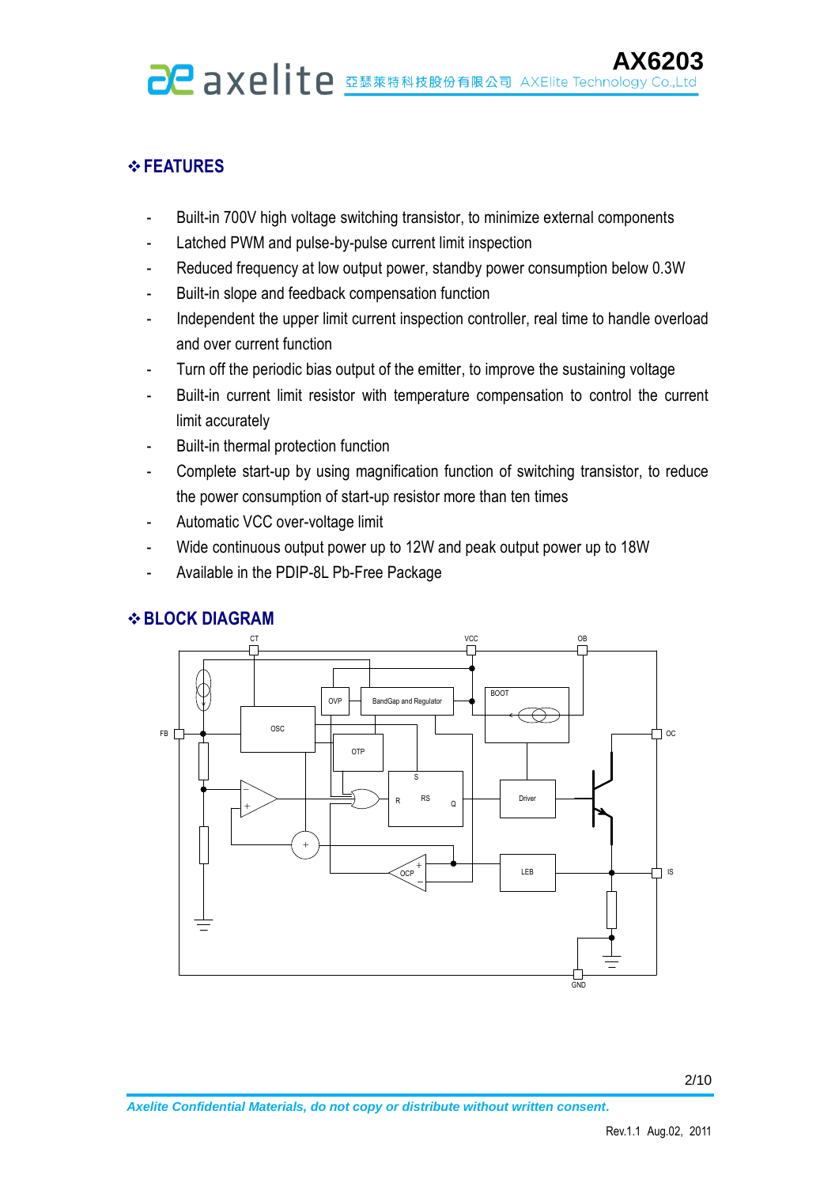## ❖ FEATURES

- Built-in 700V high voltage switching transistor, to minimize external components
- Latched PWM and pulse-by-pulse current limit inspection
- Reduced frequency at low output power, standby power consumption below 0.3W
- Built-in slope and feedback compensation function
- Independent the upper limit current inspection controller, real time to handle overload and over current function
- Turn off the periodic bias output of the emitter, to improve the sustaining voltage
- Built-in current limit resistor with temperature compensation to control the current limit accurately
- Built-in thermal protection function
- Complete start-up by using magnification function of switching transistor, to reduce the power consumption of start-up resistor more than ten times
- Automatic VCC over-voltage limit
- Wide continuous output power up to 12W and peak output power up to 18W
- Available in the PDIP-8L Pb-Free Package

## ❖ BLOCK DIAGRAM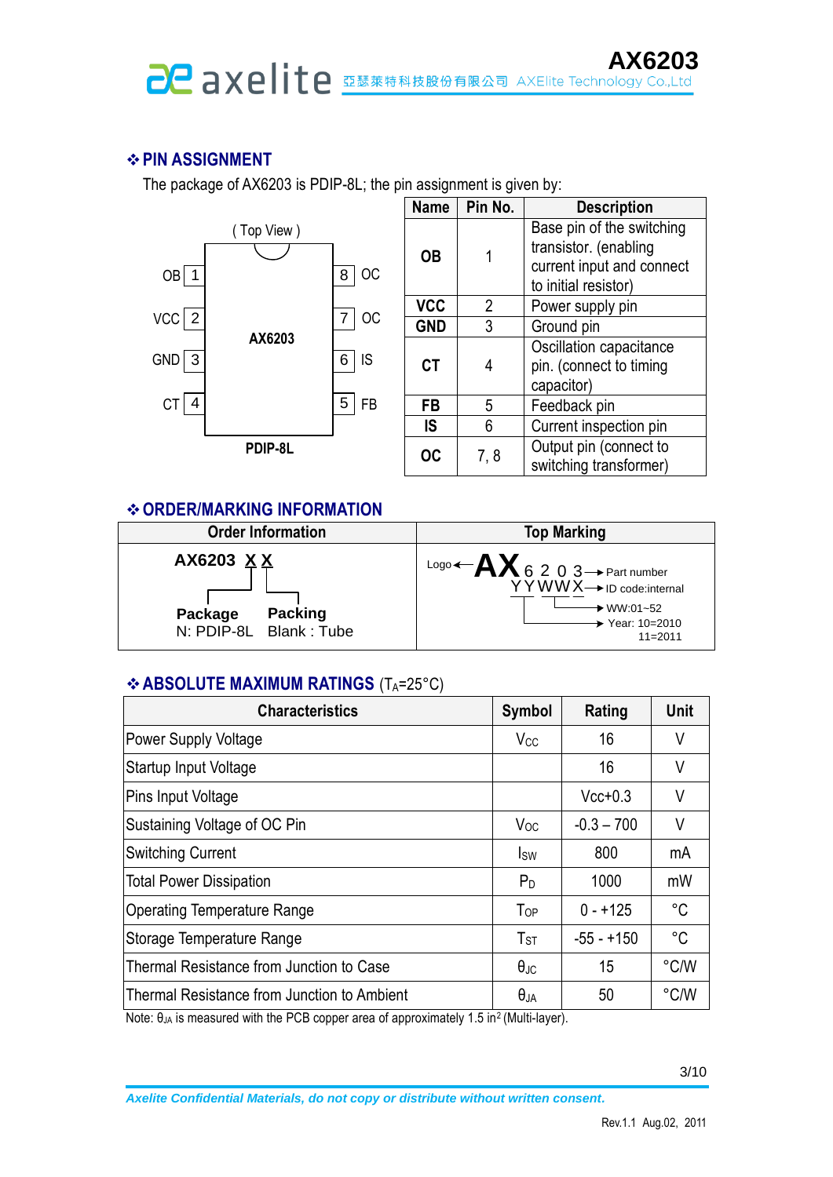## ❖ PIN ASSIGNMENT

The package of AX6203 is PDIP-8L; the pin assignment is given by:

( Top View )

| | | | |
|---|---|---|---|
| OB | 1 | 8 | OC |
| VCC | 2 | 7 | OC |
| GND | 3 | 6 | IS |
| CT | 4 | 5 | FB |

AX6203

PDIP-8L

| Name | Pin No. | Description |
|---|---|---|
| **OB** | 1 | Base pin of the switching transistor. (enabling current input and connect to initial resistor) |
| **VCC** | 2 | Power supply pin |
| **GND** | 3 | Ground pin |
| **CT** | 4 | Oscillation capacitance pin. (connect to timing capacitor) |
| **FB** | 5 | Feedback pin |
| **IS** | 6 | Current inspection pin |
| **OC** | 7, 8 | Output pin (connect to switching transformer) |

## ❖ ORDER/MARKING INFORMATION

| Order Information | Top Marking |
|---|---|
| **AX6203 X X**<br>**Package**: N: PDIP-8L<br>**Packing**: Blank : Tube | Logo ← **AX** 6203 → Part number<br>YYWWX → ID code:internal<br>WW:01~52<br>Year: 10=2010, 11=2011 |

## ❖ ABSOLUTE MAXIMUM RATINGS ($T_A$=25°C)

| Characteristics | Symbol | Rating | Unit |
|---|---|---|---|
| Power Supply Voltage | $V_{CC}$ | 16 | V |
| Startup Input Voltage | | 16 | V |
| Pins Input Voltage | | Vcc+0.3 | V |
| Sustaining Voltage of OC Pin | $V_{OC}$ | -0.3 – 700 | V |
| Switching Current | $I_{SW}$ | 800 | mA |
| Total Power Dissipation | $P_D$ | 1000 | mW |
| Operating Temperature Range | $T_{OP}$ | 0 - +125 | °C |
| Storage Temperature Range | $T_{ST}$ | -55 - +150 | °C |
| Thermal Resistance from Junction to Case | $θ_{JC}$ | 15 | °C/W |
| Thermal Resistance from Junction to Ambient | $θ_{JA}$ | 50 | °C/W |

Note: $θ_{JA}$ is measured with the PCB copper area of approximately 1.5 in$^2$ (Multi-layer).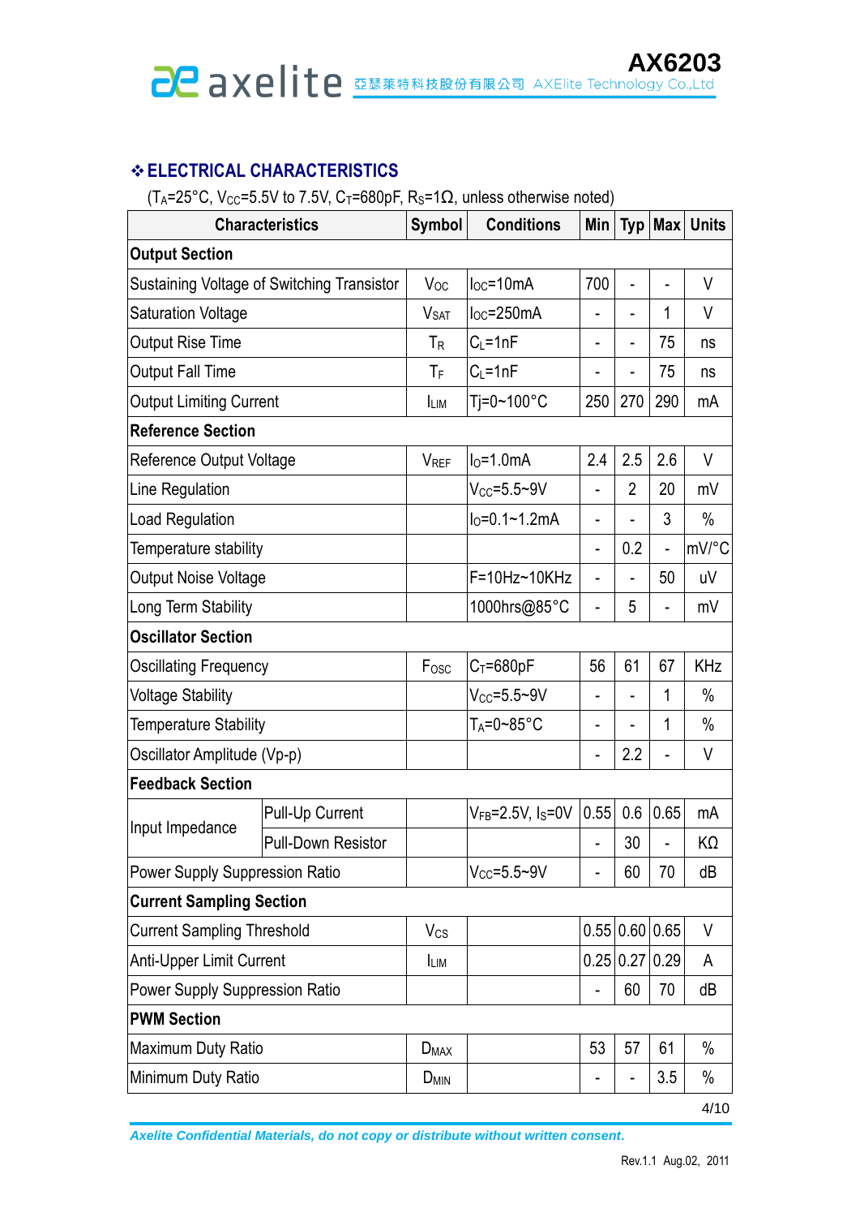## ❖ ELECTRICAL CHARACTERISTICS

($T_A$=25°C, $V_{CC}$=5.5V to 7.5V, $C_T$=680pF, $R_S$=1Ω, unless otherwise noted)

| Characteristics | | Symbol | Conditions | Min | Typ | Max | Units |
|---|---|---|---|---|---|---|---|
| **Output Section** | | | | | | | |
| Sustaining Voltage of Switching Transistor | | $V_{OC}$ | $I_{OC}$=10mA | 700 | - | - | V |
| Saturation Voltage | | $V_{SAT}$ | $I_{OC}$=250mA | - | - | 1 | V |
| Output Rise Time | | $T_R$ | $C_L$=1nF | - | - | 75 | ns |
| Output Fall Time | | $T_F$ | $C_L$=1nF | - | - | 75 | ns |
| Output Limiting Current | | $I_{LIM}$ | Tj=0~100°C | 250 | 270 | 290 | mA |
| **Reference Section** | | | | | | | |
| Reference Output Voltage | | $V_{REF}$ | $I_O$=1.0mA | 2.4 | 2.5 | 2.6 | V |
| Line Regulation | | | $V_{CC}$=5.5~9V | - | 2 | 20 | mV |
| Load Regulation | | | $I_O$=0.1~1.2mA | - | - | 3 | % |
| Temperature stability | | | | - | 0.2 | - | mV/°C |
| Output Noise Voltage | | | F=10Hz~10KHz | - | - | 50 | uV |
| Long Term Stability | | | 1000hrs@85°C | - | 5 | - | mV |
| **Oscillator Section** | | | | | | | |
| Oscillating Frequency | | $F_{OSC}$ | $C_T$=680pF | 56 | 61 | 67 | KHz |
| Voltage Stability | | | $V_{CC}$=5.5~9V | - | - | 1 | % |
| Temperature Stability | | | $T_A$=0~85°C | - | - | 1 | % |
| Oscillator Amplitude (Vp-p) | | | | - | 2.2 | - | V |
| **Feedback Section** | | | | | | | |
| Input Impedance | Pull-Up Current | | $V_{FB}$=2.5V, $I_S$=0V | 0.55 | 0.6 | 0.65 | mA |
| | Pull-Down Resistor | | | - | 30 | - | KΩ |
| Power Supply Suppression Ratio | | | $V_{CC}$=5.5~9V | - | 60 | 70 | dB |
| **Current Sampling Section** | | | | | | | |
| Current Sampling Threshold | | $V_{CS}$ | | 0.55 | 0.60 | 0.65 | V |
| Anti-Upper Limit Current | | $I_{LIM}$ | | 0.25 | 0.27 | 0.29 | A |
| Power Supply Suppression Ratio | | | | - | 60 | 70 | dB |
| **PWM Section** | | | | | | | |
| Maximum Duty Ratio | | $D_{MAX}$ | | 53 | 57 | 61 | % |
| Minimum Duty Ratio | | $D_{MIN}$ | | - | - | 3.5 | % |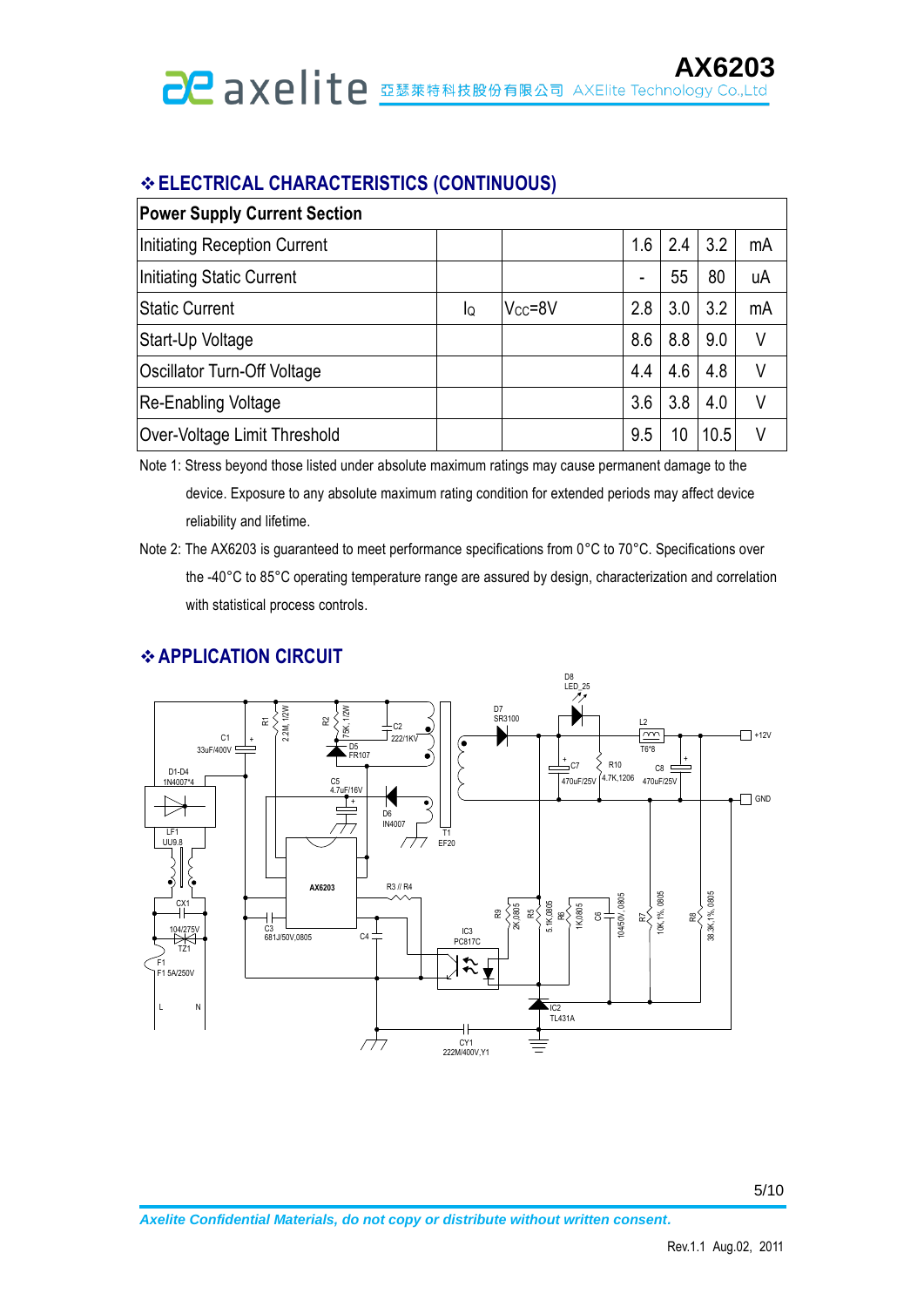## ❖ ELECTRICAL CHARACTERISTICS (CONTINUOUS)

| Power Supply Current Section | | | | | | |
|---|---|---|---|---|---|---|
| Initiating Reception Current | | | 1.6 | 2.4 | 3.2 | mA |
| Initiating Static Current | | | - | 55 | 80 | uA |
| Static Current | $I_Q$ | $V_{CC}$=8V | 2.8 | 3.0 | 3.2 | mA |
| Start-Up Voltage | | | 8.6 | 8.8 | 9.0 | V |
| Oscillator Turn-Off Voltage | | | 4.4 | 4.6 | 4.8 | V |
| Re-Enabling Voltage | | | 3.6 | 3.8 | 4.0 | V |
| Over-Voltage Limit Threshold | | | 9.5 | 10 | 10.5 | V |

Note 1: Stress beyond those listed under absolute maximum ratings may cause permanent damage to the device. Exposure to any absolute maximum rating condition for extended periods may affect device reliability and lifetime.

Note 2: The AX6203 is guaranteed to meet performance specifications from 0°C to 70°C. Specifications over the -40°C to 85°C operating temperature range are assured by design, characterization and correlation with statistical process controls.

## ❖ APPLICATION CIRCUIT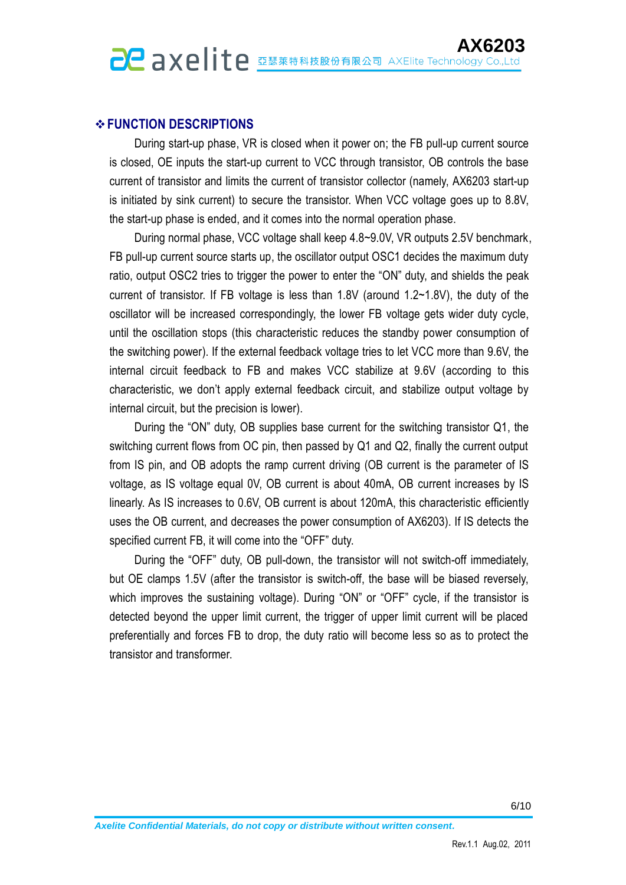## ❖ FUNCTION DESCRIPTIONS

During start-up phase, VR is closed when it power on; the FB pull-up current source is closed, OE inputs the start-up current to VCC through transistor, OB controls the base current of transistor and limits the current of transistor collector (namely, AX6203 start-up is initiated by sink current) to secure the transistor. When VCC voltage goes up to 8.8V, the start-up phase is ended, and it comes into the normal operation phase.

During normal phase, VCC voltage shall keep 4.8~9.0V, VR outputs 2.5V benchmark, FB pull-up current source starts up, the oscillator output OSC1 decides the maximum duty ratio, output OSC2 tries to trigger the power to enter the "ON" duty, and shields the peak current of transistor. If FB voltage is less than 1.8V (around 1.2~1.8V), the duty of the oscillator will be increased correspondingly, the lower FB voltage gets wider duty cycle, until the oscillation stops (this characteristic reduces the standby power consumption of the switching power). If the external feedback voltage tries to let VCC more than 9.6V, the internal circuit feedback to FB and makes VCC stabilize at 9.6V (according to this characteristic, we don't apply external feedback circuit, and stabilize output voltage by internal circuit, but the precision is lower).

During the "ON" duty, OB supplies base current for the switching transistor Q1, the switching current flows from OC pin, then passed by Q1 and Q2, finally the current output from IS pin, and OB adopts the ramp current driving (OB current is the parameter of IS voltage, as IS voltage equal 0V, OB current is about 40mA, OB current increases by IS linearly. As IS increases to 0.6V, OB current is about 120mA, this characteristic efficiently uses the OB current, and decreases the power consumption of AX6203). If IS detects the specified current FB, it will come into the "OFF" duty.

During the "OFF" duty, OB pull-down, the transistor will not switch-off immediately, but OE clamps 1.5V (after the transistor is switch-off, the base will be biased reversely, which improves the sustaining voltage). During "ON" or "OFF" cycle, if the transistor is detected beyond the upper limit current, the trigger of upper limit current will be placed preferentially and forces FB to drop, the duty ratio will become less so as to protect the transistor and transformer.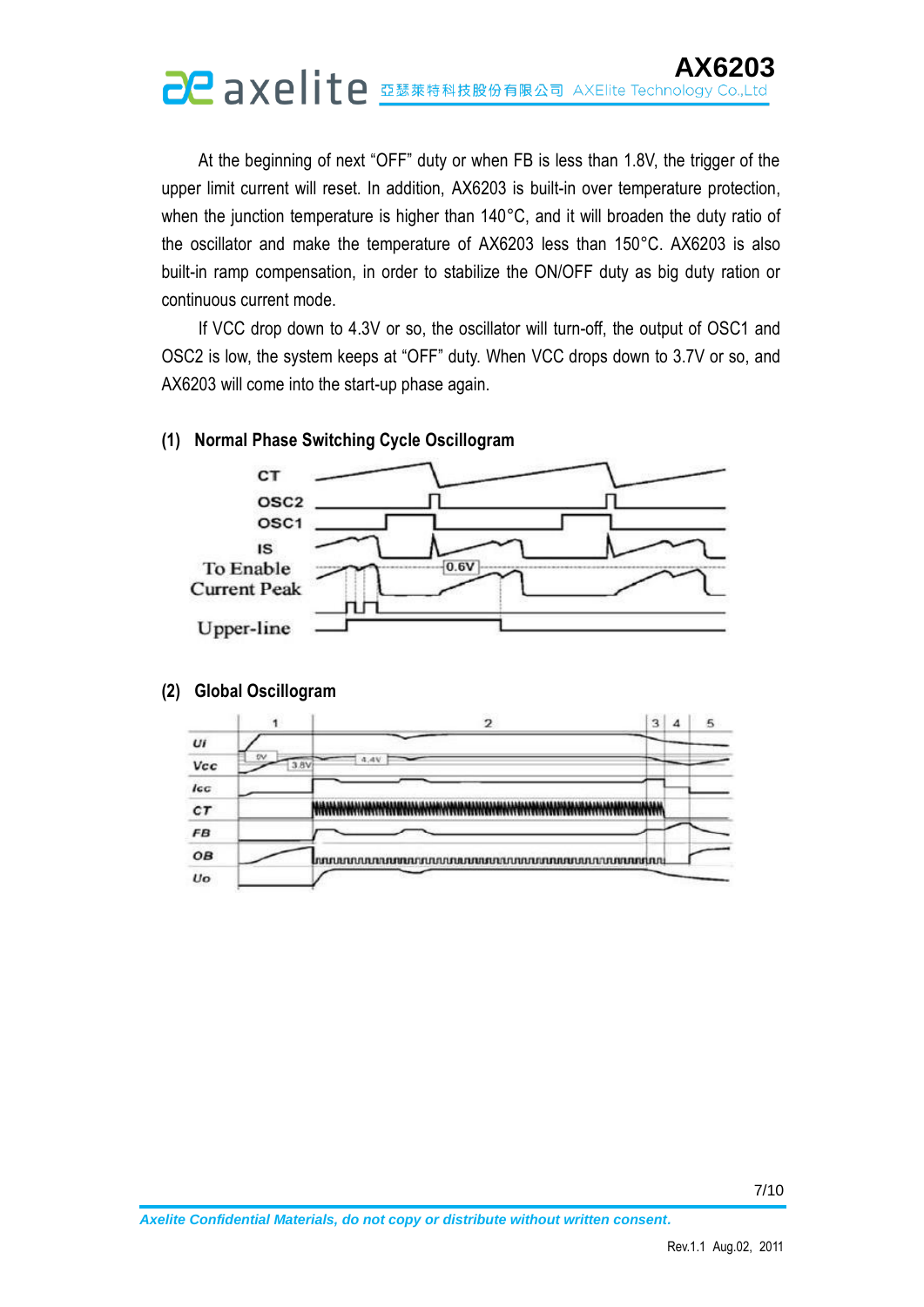At the beginning of next "OFF" duty or when FB is less than 1.8V, the trigger of the upper limit current will reset. In addition, AX6203 is built-in over temperature protection, when the junction temperature is higher than 140°C, and it will broaden the duty ratio of the oscillator and make the temperature of AX6203 less than 150°C. AX6203 is also built-in ramp compensation, in order to stabilize the ON/OFF duty as big duty ration or continuous current mode.

If VCC drop down to 4.3V or so, the oscillator will turn-off, the output of OSC1 and OSC2 is low, the system keeps at "OFF" duty. When VCC drops down to 3.7V or so, and AX6203 will come into the start-up phase again.

**(1) Normal Phase Switching Cycle Oscillogram**

**(2) Global Oscillogram**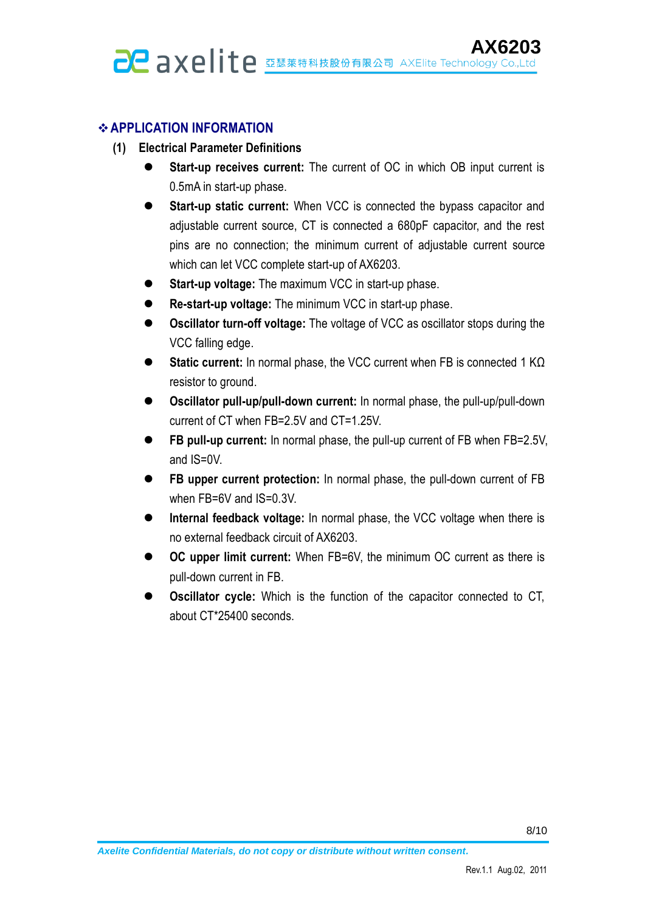## ❖ APPLICATION INFORMATION

### (1) Electrical Parameter Definitions

- **Start-up receives current:** The current of OC in which OB input current is 0.5mA in start-up phase.
- **Start-up static current:** When VCC is connected the bypass capacitor and adjustable current source, CT is connected a 680pF capacitor, and the rest pins are no connection; the minimum current of adjustable current source which can let VCC complete start-up of AX6203.
- **Start-up voltage:** The maximum VCC in start-up phase.
- **Re-start-up voltage:** The minimum VCC in start-up phase.
- **Oscillator turn-off voltage:** The voltage of VCC as oscillator stops during the VCC falling edge.
- **Static current:** In normal phase, the VCC current when FB is connected 1 KΩ resistor to ground.
- **Oscillator pull-up/pull-down current:** In normal phase, the pull-up/pull-down current of CT when FB=2.5V and CT=1.25V.
- **FB pull-up current:** In normal phase, the pull-up current of FB when FB=2.5V, and IS=0V.
- **FB upper current protection:** In normal phase, the pull-down current of FB when FB=6V and IS=0.3V.
- **Internal feedback voltage:** In normal phase, the VCC voltage when there is no external feedback circuit of AX6203.
- **OC upper limit current:** When FB=6V, the minimum OC current as there is pull-down current in FB.
- **Oscillator cycle:** Which is the function of the capacitor connected to CT, about CT*25400 seconds.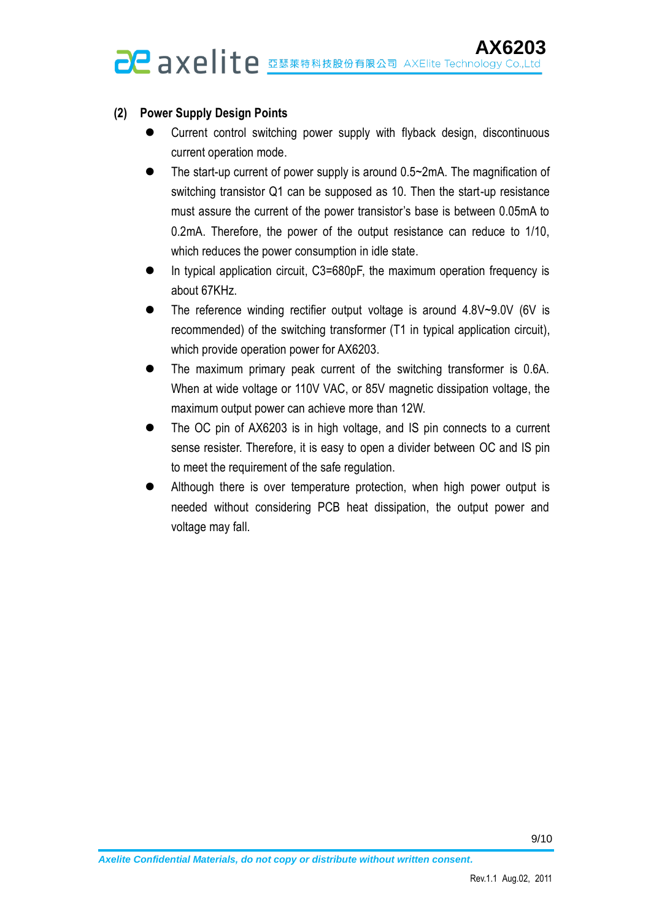### (2) Power Supply Design Points

- Current control switching power supply with flyback design, discontinuous current operation mode.
- The start-up current of power supply is around 0.5~2mA. The magnification of switching transistor Q1 can be supposed as 10. Then the start-up resistance must assure the current of the power transistor's base is between 0.05mA to 0.2mA. Therefore, the power of the output resistance can reduce to 1/10, which reduces the power consumption in idle state.
- In typical application circuit, C3=680pF, the maximum operation frequency is about 67KHz.
- The reference winding rectifier output voltage is around 4.8V~9.0V (6V is recommended) of the switching transformer (T1 in typical application circuit), which provide operation power for AX6203.
- The maximum primary peak current of the switching transformer is 0.6A. When at wide voltage or 110V VAC, or 85V magnetic dissipation voltage, the maximum output power can achieve more than 12W.
- The OC pin of AX6203 is in high voltage, and IS pin connects to a current sense resister. Therefore, it is easy to open a divider between OC and IS pin to meet the requirement of the safe regulation.
- Although there is over temperature protection, when high power output is needed without considering PCB heat dissipation, the output power and voltage may fall.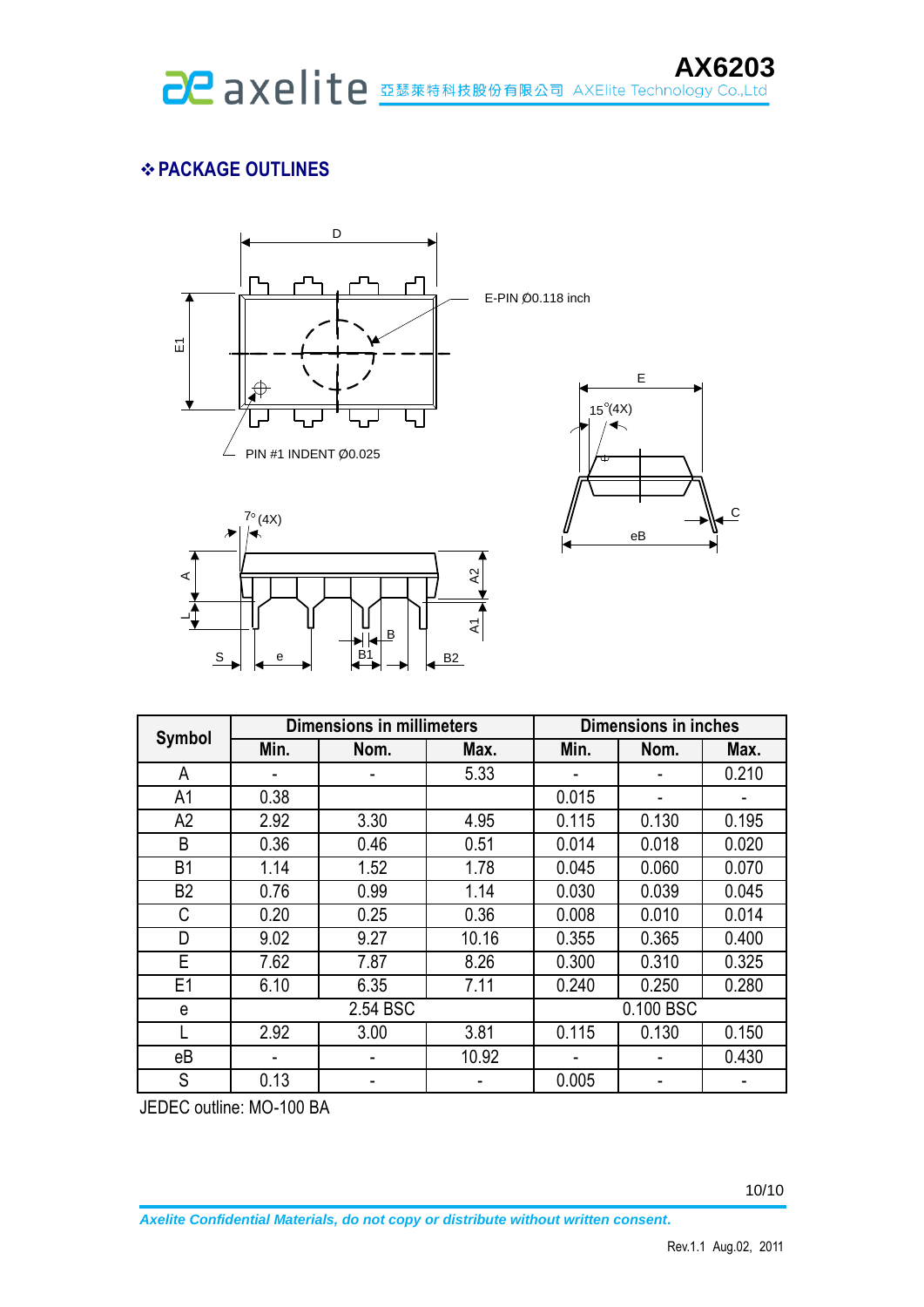## ❖ PACKAGE OUTLINES

D

E-PIN Ø0.118 inch

E1

PIN #1 INDENT Ø0.025

E

15°(4X)

C

eB

7° (4X)

A

L

S

e

B1

B

B2

A2

A1

| Symbol | Dimensions in millimeters | | | Dimensions in inches | | |
|---|---|---|---|---|---|---|
| | Min. | Nom. | Max. | Min. | Nom. | Max. |
| A | - | - | 5.33 | - | - | 0.210 |
| A1 | 0.38 | | | 0.015 | - | - |
| A2 | 2.92 | 3.30 | 4.95 | 0.115 | 0.130 | 0.195 |
| B | 0.36 | 0.46 | 0.51 | 0.014 | 0.018 | 0.020 |
| B1 | 1.14 | 1.52 | 1.78 | 0.045 | 0.060 | 0.070 |
| B2 | 0.76 | 0.99 | 1.14 | 0.030 | 0.039 | 0.045 |
| C | 0.20 | 0.25 | 0.36 | 0.008 | 0.010 | 0.014 |
| D | 9.02 | 9.27 | 10.16 | 0.355 | 0.365 | 0.400 |
| E | 7.62 | 7.87 | 8.26 | 0.300 | 0.310 | 0.325 |
| E1 | 6.10 | 6.35 | 7.11 | 0.240 | 0.250 | 0.280 |
| e | 2.54 BSC | | | 0.100 BSC | | |
| L | 2.92 | 3.00 | 3.81 | 0.115 | 0.130 | 0.150 |
| eB | - | - | 10.92 | - | - | 0.430 |
| S | 0.13 | - | - | 0.005 | - | - |

JEDEC outline: MO-100 BA